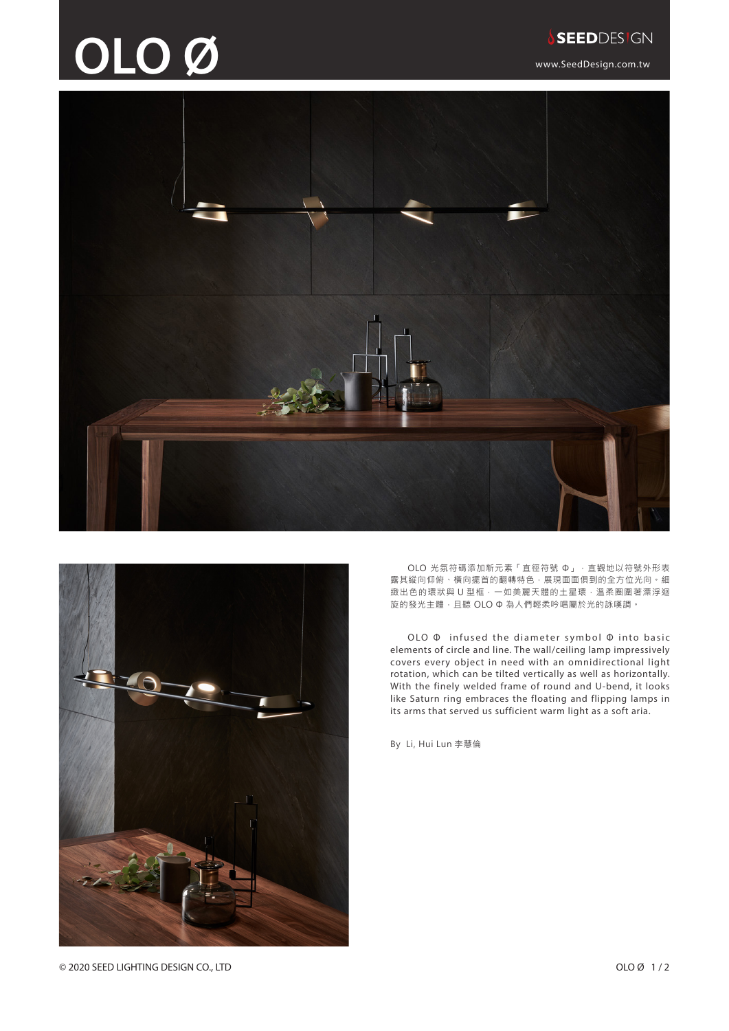# OLO Ø

SEEDDESIGN

www.SeedDesign.com.tw

OLO 光氛符碼添加新元素「直徑符號 Φ」，直觀地以符號外形表露其縱向仰俯、橫向擺首的翻轉特色，展現面面俱到的全方位光向。細緻出色的環狀與 U 型框，一如美麗天體的土星環，溫柔圈圍著漂浮迴旋的發光主體，且聽 OLO Φ 為人們輕柔吟唱屬於光的詠嘆調。

OLO Φ infused the diameter symbol Φ into basic elements of circle and line. The wall/ceiling lamp impressively covers every object in need with an omnidirectional light rotation, which can be tilted vertically as well as horizontally. With the finely welded frame of round and U-bend, it looks like Saturn ring embraces the floating and flipping lamps in its arms that served us sufficient warm light as a soft aria.

By Li, Hui Lun 李慧倫

© 2020 SEED LIGHTING DESIGN CO., LTD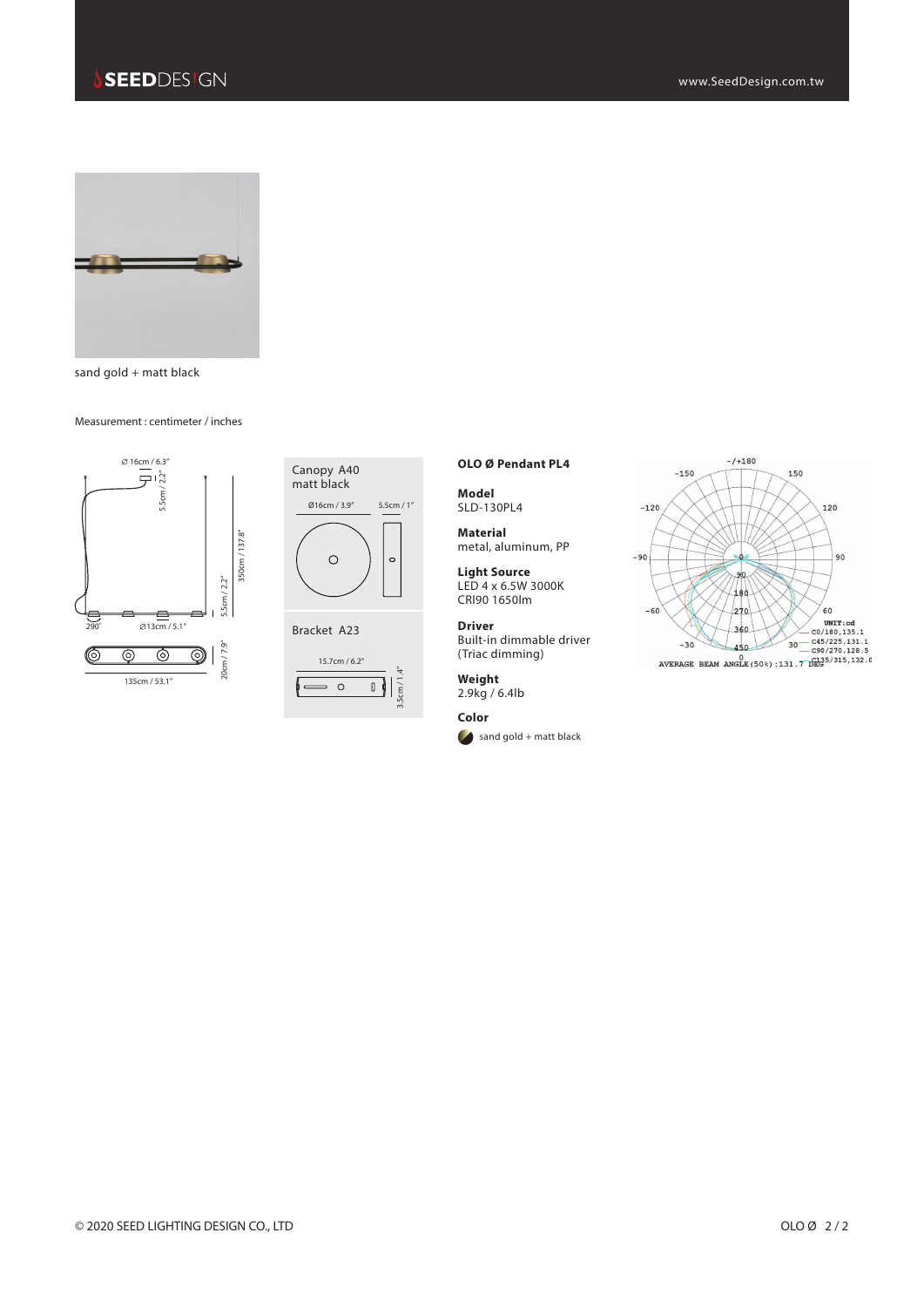sand gold + matt black

Measurement : centimeter / inches

Ø 16cm / 6.3"
5.5cm / 2.2"
350cm / 137.8"
5.5cm / 2.2"
290˚
Ø13cm / 5.1"
20cm / 7.9"
135cm / 53.1"

Canopy A40
matt black

Ø16cm / 3.9"
5.5cm / 1"

Bracket A23

15.7cm / 6.2"
3.5cm / 1.4"

**OLO Ø Pendant PL4**

**Model**
SLD-130PL4

**Material**
metal, aluminum, PP

**Light Source**
LED 4 x 6.5W 3000K
CRI90 1650lm

**Driver**
Built-in dimmable driver
(Triac dimming)

**Weight**
2.9kg / 6.4lb

**Color**
sand gold + matt black

-/+180
-150
150
-120
120
-90
90
-60
60
-30
30
0
90
180
270
360
450
UNIT:cd
C0/180,135.1
C45/225,131.1
C90/270,128.5
C135/315,132.0
AVERAGE BEAM ANGLE(50%):131.7 DEG

© 2020 SEED LIGHTING DESIGN CO., LTD